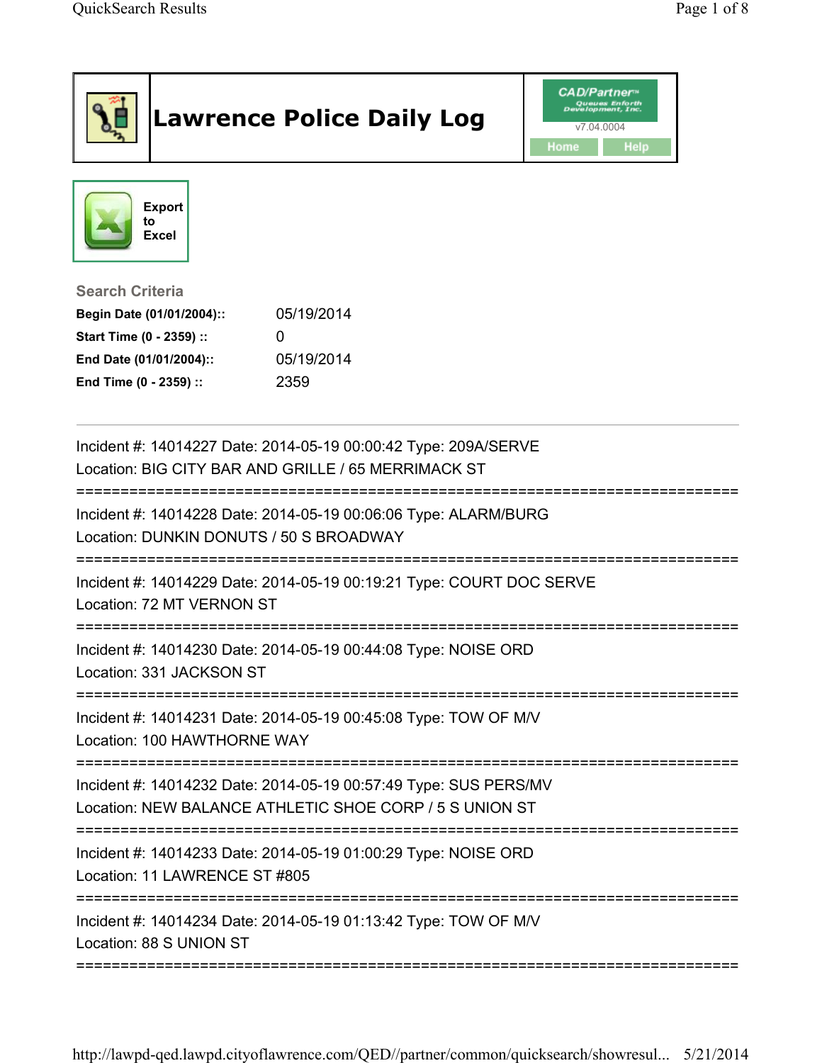# Lawrence Police Daily Log

CAD/Partner™ Queues Enforth Development, Inc.
v7.04.0004

Home Help

Export to Excel

**Search Criteria**

| | |
|---|---|
| **Begin Date (01/01/2004)::** | 05/19/2014 |
| **Start Time (0 - 2359) ::** | 0 |
| **End Date (01/01/2004)::** | 05/19/2014 |
| **End Time (0 - 2359) ::** | 2359 |

---

Incident #: 14014227 Date: 2014-05-19 00:00:42 Type: 209A/SERVE
Location: BIG CITY BAR AND GRILLE / 65 MERRIMACK ST

===========================================================================

Incident #: 14014228 Date: 2014-05-19 00:06:06 Type: ALARM/BURG
Location: DUNKIN DONUTS / 50 S BROADWAY

===========================================================================

Incident #: 14014229 Date: 2014-05-19 00:19:21 Type: COURT DOC SERVE
Location: 72 MT VERNON ST

===========================================================================

Incident #: 14014230 Date: 2014-05-19 00:44:08 Type: NOISE ORD
Location: 331 JACKSON ST

===========================================================================

Incident #: 14014231 Date: 2014-05-19 00:45:08 Type: TOW OF M/V
Location: 100 HAWTHORNE WAY

===========================================================================

Incident #: 14014232 Date: 2014-05-19 00:57:49 Type: SUS PERS/MV
Location: NEW BALANCE ATHLETIC SHOE CORP / 5 S UNION ST

===========================================================================

Incident #: 14014233 Date: 2014-05-19 01:00:29 Type: NOISE ORD
Location: 11 LAWRENCE ST #805

===========================================================================

Incident #: 14014234 Date: 2014-05-19 01:13:42 Type: TOW OF M/V
Location: 88 S UNION ST

===========================================================================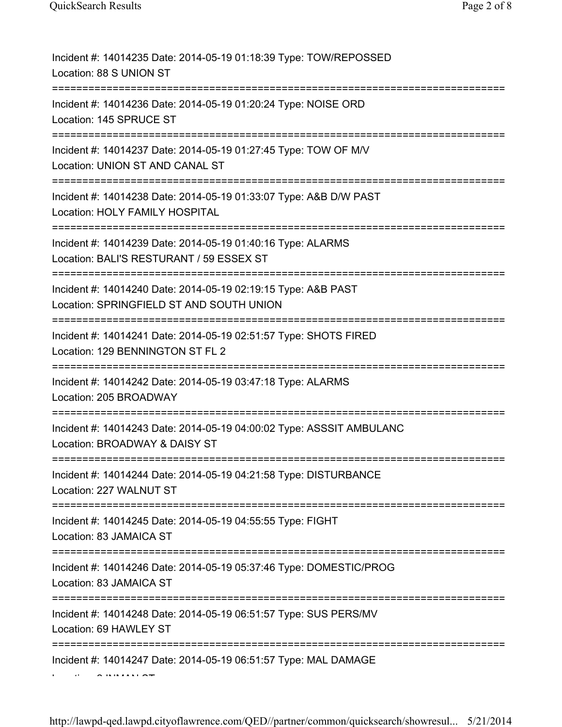Incident #: 14014235 Date: 2014-05-19 01:18:39 Type: TOW/REPOSSED
Location: 88 S UNION ST

===========================================================================

Incident #: 14014236 Date: 2014-05-19 01:20:24 Type: NOISE ORD
Location: 145 SPRUCE ST

===========================================================================

Incident #: 14014237 Date: 2014-05-19 01:27:45 Type: TOW OF M/V
Location: UNION ST AND CANAL ST

===========================================================================

Incident #: 14014238 Date: 2014-05-19 01:33:07 Type: A&B D/W PAST
Location: HOLY FAMILY HOSPITAL

===========================================================================

Incident #: 14014239 Date: 2014-05-19 01:40:16 Type: ALARMS
Location: BALI'S RESTURANT / 59 ESSEX ST

===========================================================================

Incident #: 14014240 Date: 2014-05-19 02:19:15 Type: A&B PAST
Location: SPRINGFIELD ST AND SOUTH UNION

===========================================================================

Incident #: 14014241 Date: 2014-05-19 02:51:57 Type: SHOTS FIRED
Location: 129 BENNINGTON ST FL 2

===========================================================================

Incident #: 14014242 Date: 2014-05-19 03:47:18 Type: ALARMS
Location: 205 BROADWAY

===========================================================================

Incident #: 14014243 Date: 2014-05-19 04:00:02 Type: ASSSIT AMBULANC
Location: BROADWAY & DAISY ST

===========================================================================

Incident #: 14014244 Date: 2014-05-19 04:21:58 Type: DISTURBANCE
Location: 227 WALNUT ST

===========================================================================

Incident #: 14014245 Date: 2014-05-19 04:55:55 Type: FIGHT
Location: 83 JAMAICA ST

===========================================================================

Incident #: 14014246 Date: 2014-05-19 05:37:46 Type: DOMESTIC/PROG
Location: 83 JAMAICA ST

===========================================================================

Incident #: 14014248 Date: 2014-05-19 06:51:57 Type: SUS PERS/MV
Location: 69 HAWLEY ST

===========================================================================

Incident #: 14014247 Date: 2014-05-19 06:51:57 Type: MAL DAMAGE
Location: 8 INMAN ST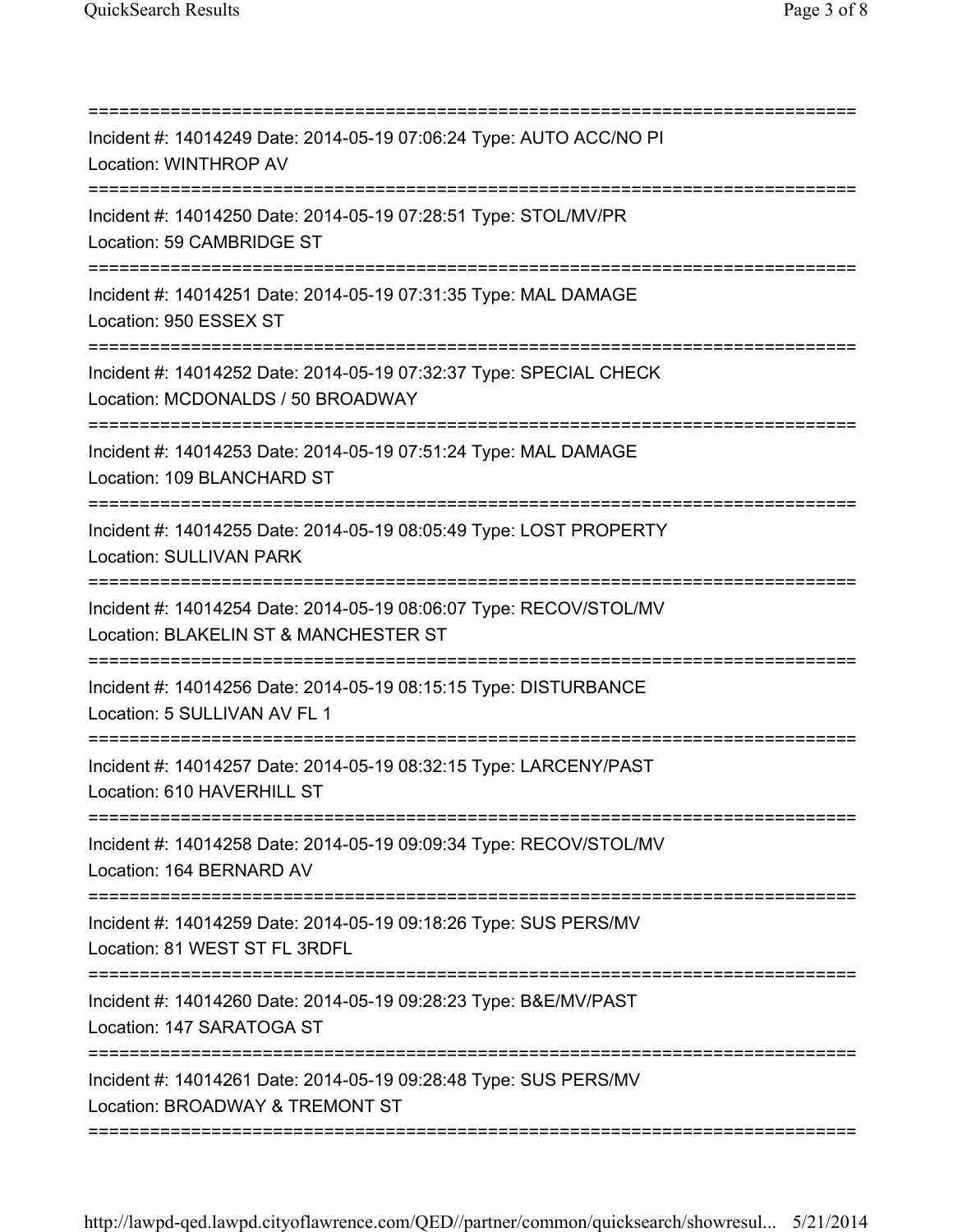===========================================================================

Incident #: 14014249 Date: 2014-05-19 07:06:24 Type: AUTO ACC/NO PI
Location: WINTHROP AV

===========================================================================

Incident #: 14014250 Date: 2014-05-19 07:28:51 Type: STOL/MV/PR
Location: 59 CAMBRIDGE ST

===========================================================================

Incident #: 14014251 Date: 2014-05-19 07:31:35 Type: MAL DAMAGE
Location: 950 ESSEX ST

===========================================================================

Incident #: 14014252 Date: 2014-05-19 07:32:37 Type: SPECIAL CHECK
Location: MCDONALDS / 50 BROADWAY

===========================================================================

Incident #: 14014253 Date: 2014-05-19 07:51:24 Type: MAL DAMAGE
Location: 109 BLANCHARD ST

===========================================================================

Incident #: 14014255 Date: 2014-05-19 08:05:49 Type: LOST PROPERTY
Location: SULLIVAN PARK

===========================================================================

Incident #: 14014254 Date: 2014-05-19 08:06:07 Type: RECOV/STOL/MV
Location: BLAKELIN ST & MANCHESTER ST

===========================================================================

Incident #: 14014256 Date: 2014-05-19 08:15:15 Type: DISTURBANCE
Location: 5 SULLIVAN AV FL 1

===========================================================================

Incident #: 14014257 Date: 2014-05-19 08:32:15 Type: LARCENY/PAST
Location: 610 HAVERHILL ST

===========================================================================

Incident #: 14014258 Date: 2014-05-19 09:09:34 Type: RECOV/STOL/MV
Location: 164 BERNARD AV

===========================================================================

Incident #: 14014259 Date: 2014-05-19 09:18:26 Type: SUS PERS/MV
Location: 81 WEST ST FL 3RDFL

===========================================================================

Incident #: 14014260 Date: 2014-05-19 09:28:23 Type: B&E/MV/PAST
Location: 147 SARATOGA ST

===========================================================================

Incident #: 14014261 Date: 2014-05-19 09:28:48 Type: SUS PERS/MV
Location: BROADWAY & TREMONT ST

===========================================================================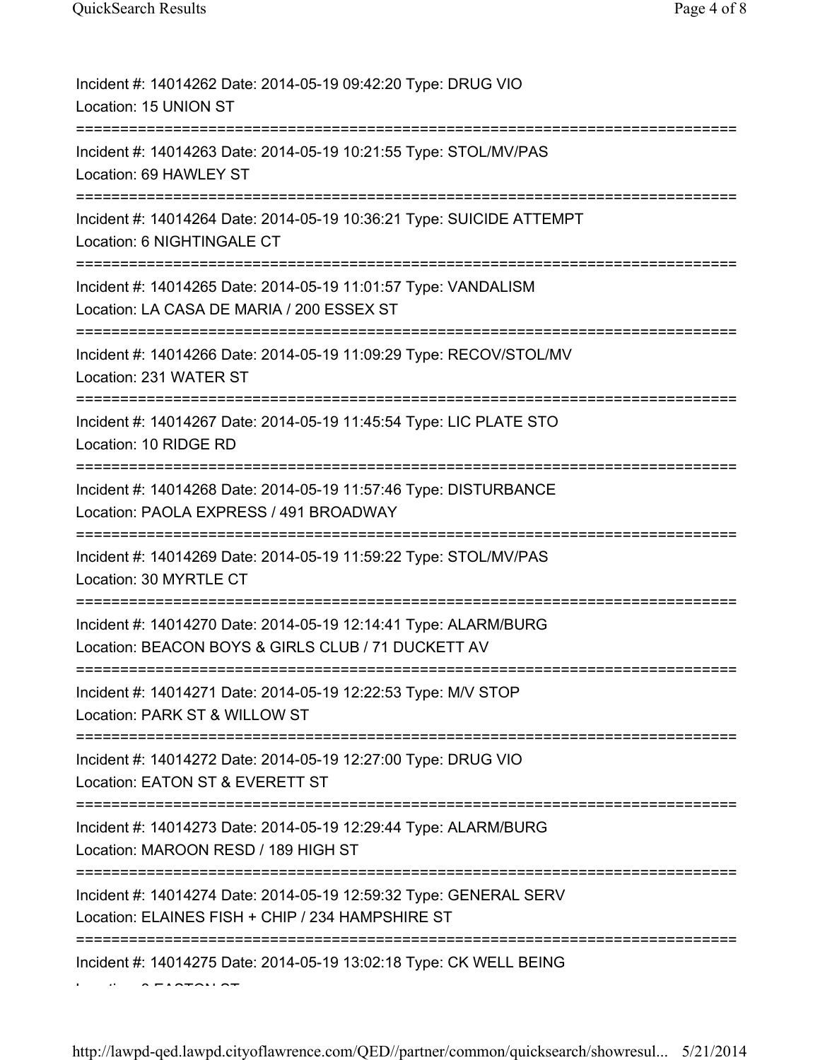Incident #: 14014262 Date: 2014-05-19 09:42:20 Type: DRUG VIO
Location: 15 UNION ST

===========================================================================

Incident #: 14014263 Date: 2014-05-19 10:21:55 Type: STOL/MV/PAS
Location: 69 HAWLEY ST

===========================================================================

Incident #: 14014264 Date: 2014-05-19 10:36:21 Type: SUICIDE ATTEMPT
Location: 6 NIGHTINGALE CT

===========================================================================

Incident #: 14014265 Date: 2014-05-19 11:01:57 Type: VANDALISM
Location: LA CASA DE MARIA / 200 ESSEX ST

===========================================================================

Incident #: 14014266 Date: 2014-05-19 11:09:29 Type: RECOV/STOL/MV
Location: 231 WATER ST

===========================================================================

Incident #: 14014267 Date: 2014-05-19 11:45:54 Type: LIC PLATE STO
Location: 10 RIDGE RD

===========================================================================

Incident #: 14014268 Date: 2014-05-19 11:57:46 Type: DISTURBANCE
Location: PAOLA EXPRESS / 491 BROADWAY

===========================================================================

Incident #: 14014269 Date: 2014-05-19 11:59:22 Type: STOL/MV/PAS
Location: 30 MYRTLE CT

===========================================================================

Incident #: 14014270 Date: 2014-05-19 12:14:41 Type: ALARM/BURG
Location: BEACON BOYS & GIRLS CLUB / 71 DUCKETT AV

===========================================================================

Incident #: 14014271 Date: 2014-05-19 12:22:53 Type: M/V STOP
Location: PARK ST & WILLOW ST

===========================================================================

Incident #: 14014272 Date: 2014-05-19 12:27:00 Type: DRUG VIO
Location: EATON ST & EVERETT ST

===========================================================================

Incident #: 14014273 Date: 2014-05-19 12:29:44 Type: ALARM/BURG
Location: MAROON RESD / 189 HIGH ST

===========================================================================

Incident #: 14014274 Date: 2014-05-19 12:59:32 Type: GENERAL SERV
Location: ELAINES FISH + CHIP / 234 HAMPSHIRE ST

===========================================================================

Incident #: 14014275 Date: 2014-05-19 13:02:18 Type: CK WELL BEING
Location: 8 EASTON ST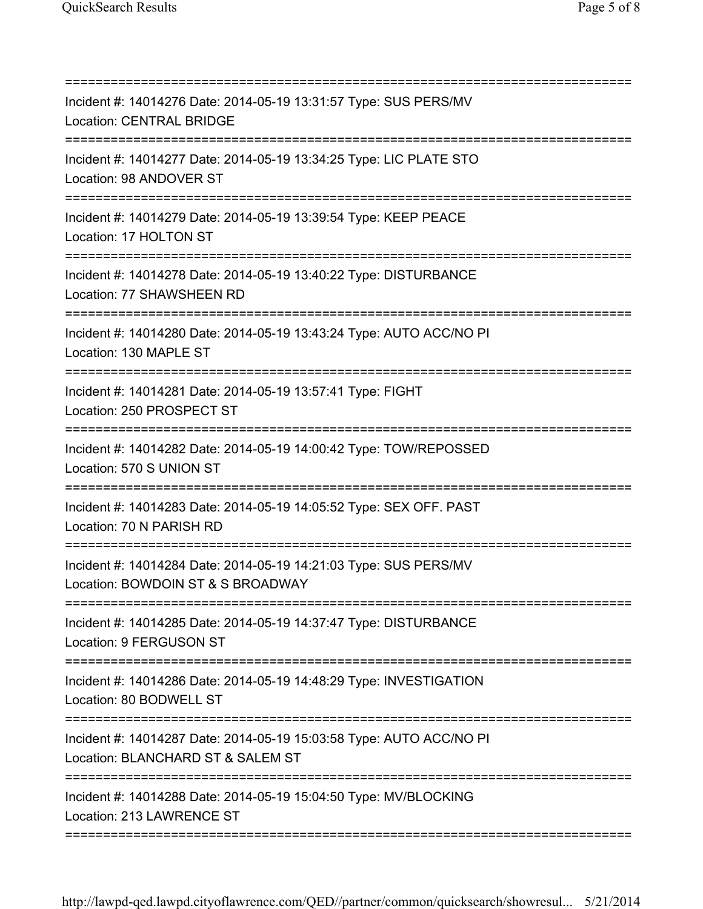===========================================================================

Incident #: 14014276 Date: 2014-05-19 13:31:57 Type: SUS PERS/MV
Location: CENTRAL BRIDGE

===========================================================================

Incident #: 14014277 Date: 2014-05-19 13:34:25 Type: LIC PLATE STO
Location: 98 ANDOVER ST

===========================================================================

Incident #: 14014279 Date: 2014-05-19 13:39:54 Type: KEEP PEACE
Location: 17 HOLTON ST

===========================================================================

Incident #: 14014278 Date: 2014-05-19 13:40:22 Type: DISTURBANCE
Location: 77 SHAWSHEEN RD

===========================================================================

Incident #: 14014280 Date: 2014-05-19 13:43:24 Type: AUTO ACC/NO PI
Location: 130 MAPLE ST

===========================================================================

Incident #: 14014281 Date: 2014-05-19 13:57:41 Type: FIGHT
Location: 250 PROSPECT ST

===========================================================================

Incident #: 14014282 Date: 2014-05-19 14:00:42 Type: TOW/REPOSSED
Location: 570 S UNION ST

===========================================================================

Incident #: 14014283 Date: 2014-05-19 14:05:52 Type: SEX OFF. PAST
Location: 70 N PARISH RD

===========================================================================

Incident #: 14014284 Date: 2014-05-19 14:21:03 Type: SUS PERS/MV
Location: BOWDOIN ST & S BROADWAY

===========================================================================

Incident #: 14014285 Date: 2014-05-19 14:37:47 Type: DISTURBANCE
Location: 9 FERGUSON ST

===========================================================================

Incident #: 14014286 Date: 2014-05-19 14:48:29 Type: INVESTIGATION
Location: 80 BODWELL ST

===========================================================================

Incident #: 14014287 Date: 2014-05-19 15:03:58 Type: AUTO ACC/NO PI
Location: BLANCHARD ST & SALEM ST

===========================================================================

Incident #: 14014288 Date: 2014-05-19 15:04:50 Type: MV/BLOCKING
Location: 213 LAWRENCE ST

===========================================================================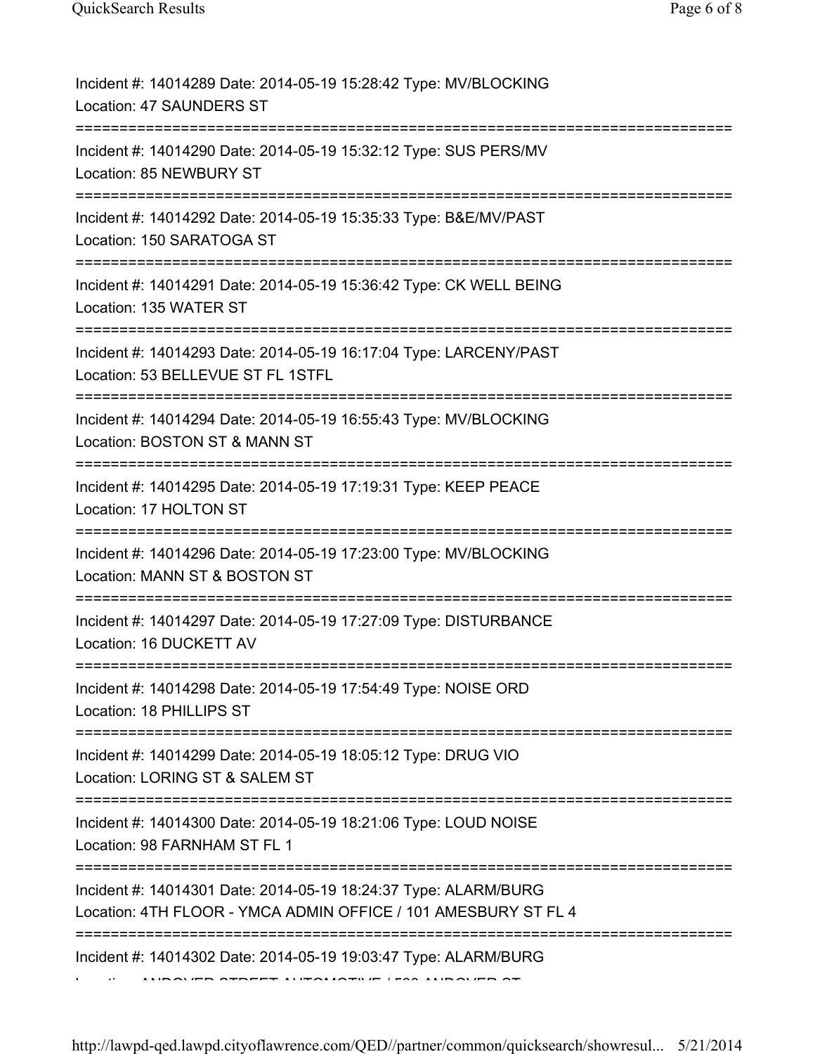Incident #: 14014289 Date: 2014-05-19 15:28:42 Type: MV/BLOCKING
Location: 47 SAUNDERS ST

===========================================================================

Incident #: 14014290 Date: 2014-05-19 15:32:12 Type: SUS PERS/MV
Location: 85 NEWBURY ST

===========================================================================

Incident #: 14014292 Date: 2014-05-19 15:35:33 Type: B&E/MV/PAST
Location: 150 SARATOGA ST

===========================================================================

Incident #: 14014291 Date: 2014-05-19 15:36:42 Type: CK WELL BEING
Location: 135 WATER ST

===========================================================================

Incident #: 14014293 Date: 2014-05-19 16:17:04 Type: LARCENY/PAST
Location: 53 BELLEVUE ST FL 1STFL

===========================================================================

Incident #: 14014294 Date: 2014-05-19 16:55:43 Type: MV/BLOCKING
Location: BOSTON ST & MANN ST

===========================================================================

Incident #: 14014295 Date: 2014-05-19 17:19:31 Type: KEEP PEACE
Location: 17 HOLTON ST

===========================================================================

Incident #: 14014296 Date: 2014-05-19 17:23:00 Type: MV/BLOCKING
Location: MANN ST & BOSTON ST

===========================================================================

Incident #: 14014297 Date: 2014-05-19 17:27:09 Type: DISTURBANCE
Location: 16 DUCKETT AV

===========================================================================

Incident #: 14014298 Date: 2014-05-19 17:54:49 Type: NOISE ORD
Location: 18 PHILLIPS ST

===========================================================================

Incident #: 14014299 Date: 2014-05-19 18:05:12 Type: DRUG VIO
Location: LORING ST & SALEM ST

===========================================================================

Incident #: 14014300 Date: 2014-05-19 18:21:06 Type: LOUD NOISE
Location: 98 FARNHAM ST FL 1

===========================================================================

Incident #: 14014301 Date: 2014-05-19 18:24:37 Type: ALARM/BURG
Location: 4TH FLOOR - YMCA ADMIN OFFICE / 101 AMESBURY ST FL 4

===========================================================================

Incident #: 14014302 Date: 2014-05-19 19:03:47 Type: ALARM/BURG
Location: ANDOVER STREET AUTOMOTIVE / 500 ANDOVER ST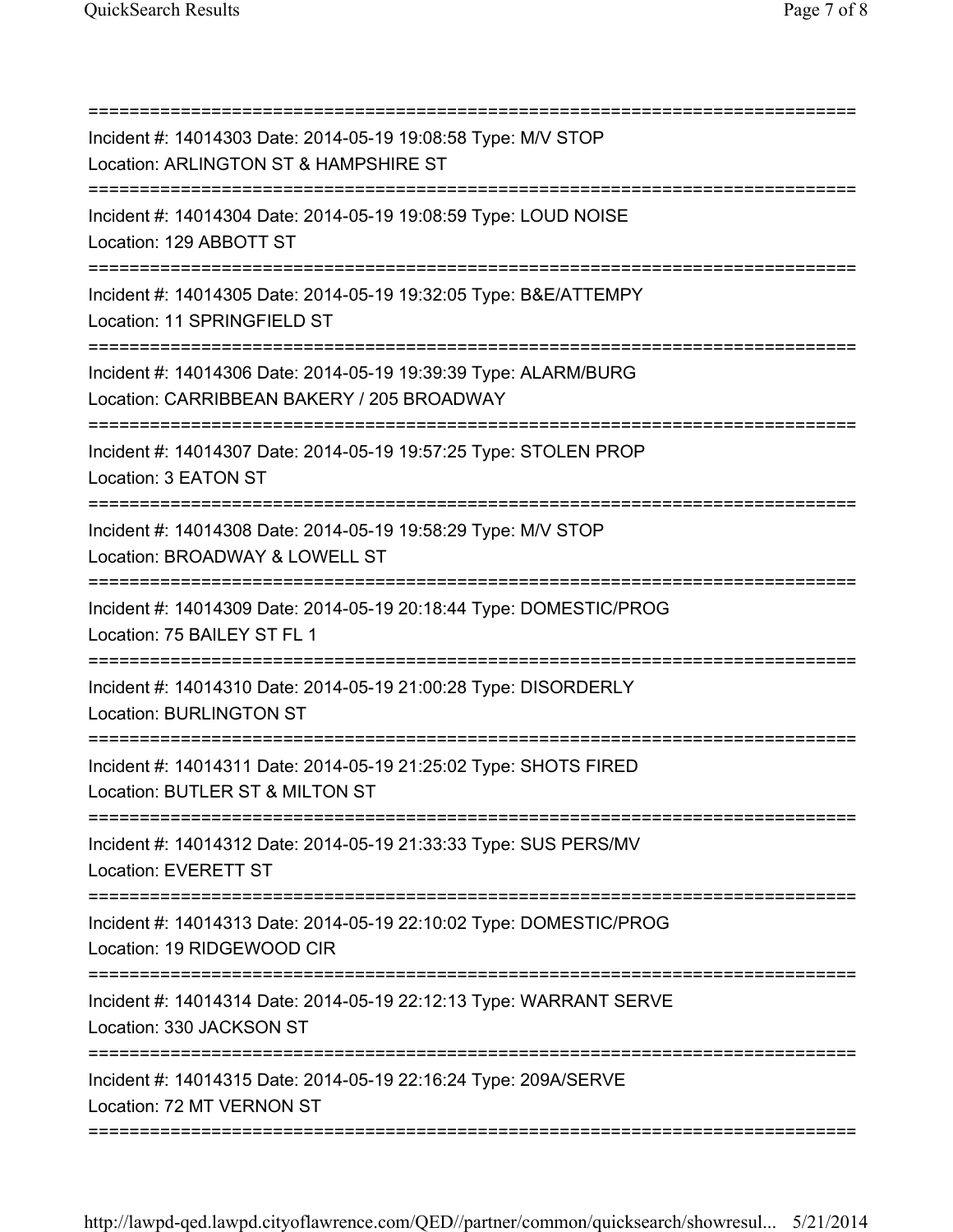Incident #: 14014303 Date: 2014-05-19 19:08:58 Type: M/V STOP
Location: ARLINGTON ST & HAMPSHIRE ST

Incident #: 14014304 Date: 2014-05-19 19:08:59 Type: LOUD NOISE
Location: 129 ABBOTT ST

Incident #: 14014305 Date: 2014-05-19 19:32:05 Type: B&E/ATTEMPY
Location: 11 SPRINGFIELD ST

Incident #: 14014306 Date: 2014-05-19 19:39:39 Type: ALARM/BURG
Location: CARRIBBEAN BAKERY / 205 BROADWAY

Incident #: 14014307 Date: 2014-05-19 19:57:25 Type: STOLEN PROP
Location: 3 EATON ST

Incident #: 14014308 Date: 2014-05-19 19:58:29 Type: M/V STOP
Location: BROADWAY & LOWELL ST

Incident #: 14014309 Date: 2014-05-19 20:18:44 Type: DOMESTIC/PROG
Location: 75 BAILEY ST FL 1

Incident #: 14014310 Date: 2014-05-19 21:00:28 Type: DISORDERLY
Location: BURLINGTON ST

Incident #: 14014311 Date: 2014-05-19 21:25:02 Type: SHOTS FIRED
Location: BUTLER ST & MILTON ST

Incident #: 14014312 Date: 2014-05-19 21:33:33 Type: SUS PERS/MV
Location: EVERETT ST

Incident #: 14014313 Date: 2014-05-19 22:10:02 Type: DOMESTIC/PROG
Location: 19 RIDGEWOOD CIR

Incident #: 14014314 Date: 2014-05-19 22:12:13 Type: WARRANT SERVE
Location: 330 JACKSON ST

Incident #: 14014315 Date: 2014-05-19 22:16:24 Type: 209A/SERVE
Location: 72 MT VERNON ST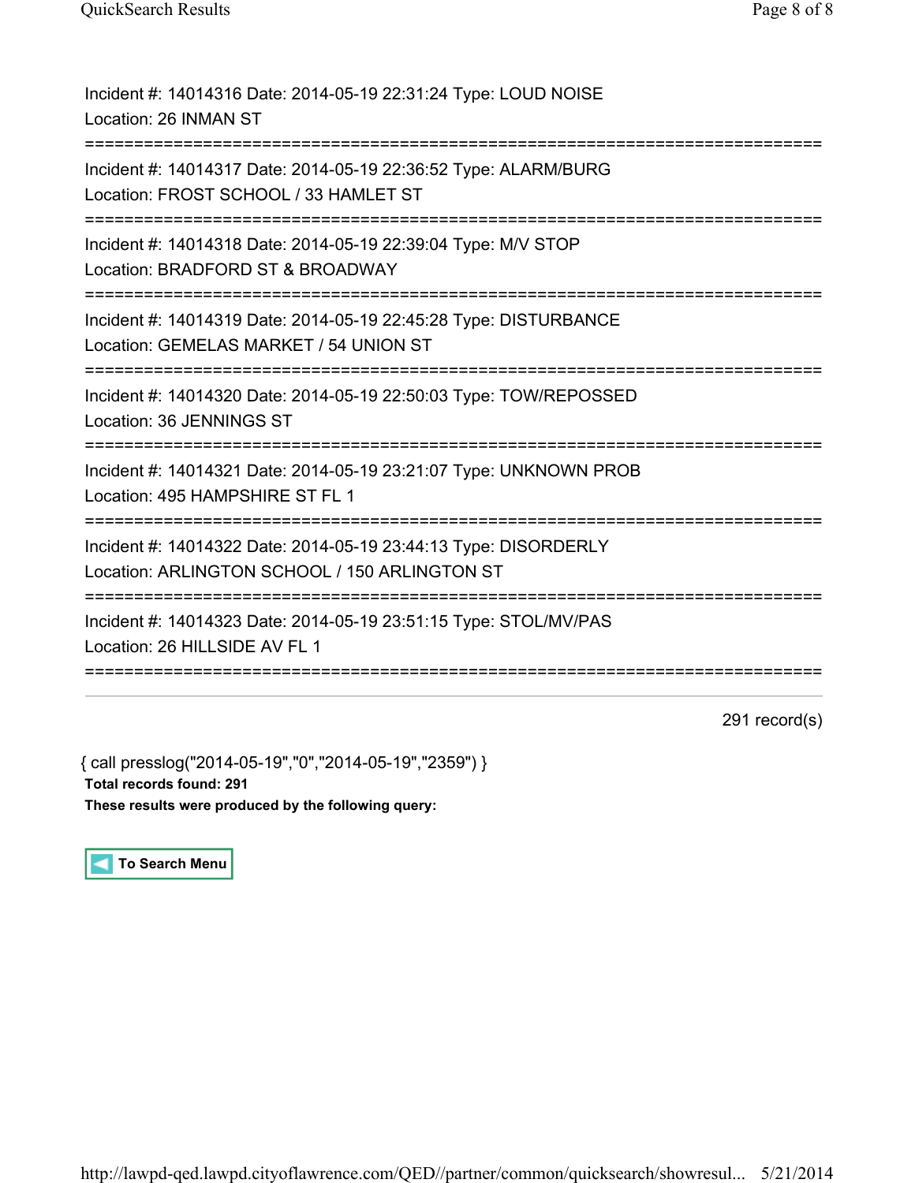Incident #: 14014316 Date: 2014-05-19 22:31:24 Type: LOUD NOISE
Location: 26 INMAN ST

===========================================================================

Incident #: 14014317 Date: 2014-05-19 22:36:52 Type: ALARM/BURG
Location: FROST SCHOOL / 33 HAMLET ST

===========================================================================

Incident #: 14014318 Date: 2014-05-19 22:39:04 Type: M/V STOP
Location: BRADFORD ST & BROADWAY

===========================================================================

Incident #: 14014319 Date: 2014-05-19 22:45:28 Type: DISTURBANCE
Location: GEMELAS MARKET / 54 UNION ST

===========================================================================

Incident #: 14014320 Date: 2014-05-19 22:50:03 Type: TOW/REPOSSED
Location: 36 JENNINGS ST

===========================================================================

Incident #: 14014321 Date: 2014-05-19 23:21:07 Type: UNKNOWN PROB
Location: 495 HAMPSHIRE ST FL 1

===========================================================================

Incident #: 14014322 Date: 2014-05-19 23:44:13 Type: DISORDERLY
Location: ARLINGTON SCHOOL / 150 ARLINGTON ST

===========================================================================

Incident #: 14014323 Date: 2014-05-19 23:51:15 Type: STOL/MV/PAS
Location: 26 HILLSIDE AV FL 1

===========================================================================

291 record(s)

{ call presslog("2014-05-19","0","2014-05-19","2359") }

**Total records found: 291**

**These results were produced by the following query:**

To Search Menu